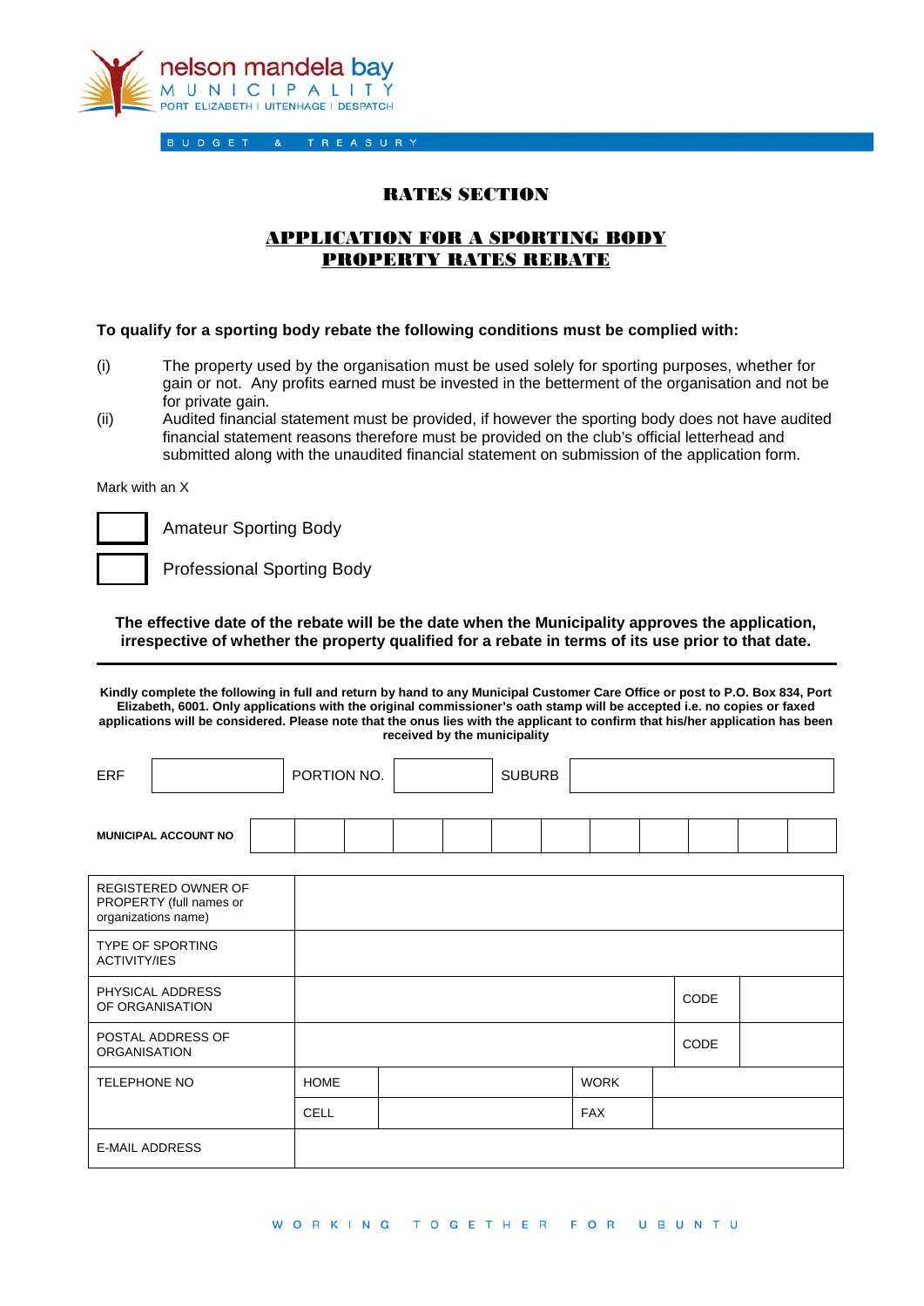nelson mandela bay
MUNICIPALITY
PORT ELIZABETH | UITENHAGE | DESPATCH

BUDGET & TREASURY

# RATES SECTION

## APPLICATION FOR A SPORTING BODY PROPERTY RATES REBATE

**To qualify for a sporting body rebate the following conditions must be complied with:**

(i) The property used by the organisation must be used solely for sporting purposes, whether for gain or not. Any profits earned must be invested in the betterment of the organisation and not be for private gain.

(ii) Audited financial statement must be provided, if however the sporting body does not have audited financial statement reasons therefore must be provided on the club's official letterhead and submitted along with the unaudited financial statement on submission of the application form.

Mark with an X

☐ Amateur Sporting Body

☐ Professional Sporting Body

**The effective date of the rebate will be the date when the Municipality approves the application, irrespective of whether the property qualified for a rebate in terms of its use prior to that date.**

---

**Kindly complete the following in full and return by hand to any Municipal Customer Care Office or post to P.O. Box 834, Port Elizabeth, 6001. Only applications with the original commissioner's oath stamp will be accepted i.e. no copies or faxed applications will be considered. Please note that the onus lies with the applicant to confirm that his/her application has been received by the municipality**

| ERF | | PORTION NO. | | SUBURB | |
|---|---|---|---|---|---|

| **MUNICIPAL ACCOUNT NO** | | | | | | | | | | | | |
|---|---|---|---|---|---|---|---|---|---|---|---|---|

| REGISTERED OWNER OF PROPERTY (full names or organizations name) | | | | |
|---|---|---|---|---|
| TYPE OF SPORTING ACTIVITY/IES | | | | |
| PHYSICAL ADDRESS OF ORGANISATION | | | CODE | |
| POSTAL ADDRESS OF ORGANISATION | | | CODE | |
| TELEPHONE NO | HOME | | WORK | |
| | CELL | | FAX | |
| E-MAIL ADDRESS | | | | |

WORKING TOGETHER FOR UBUNTU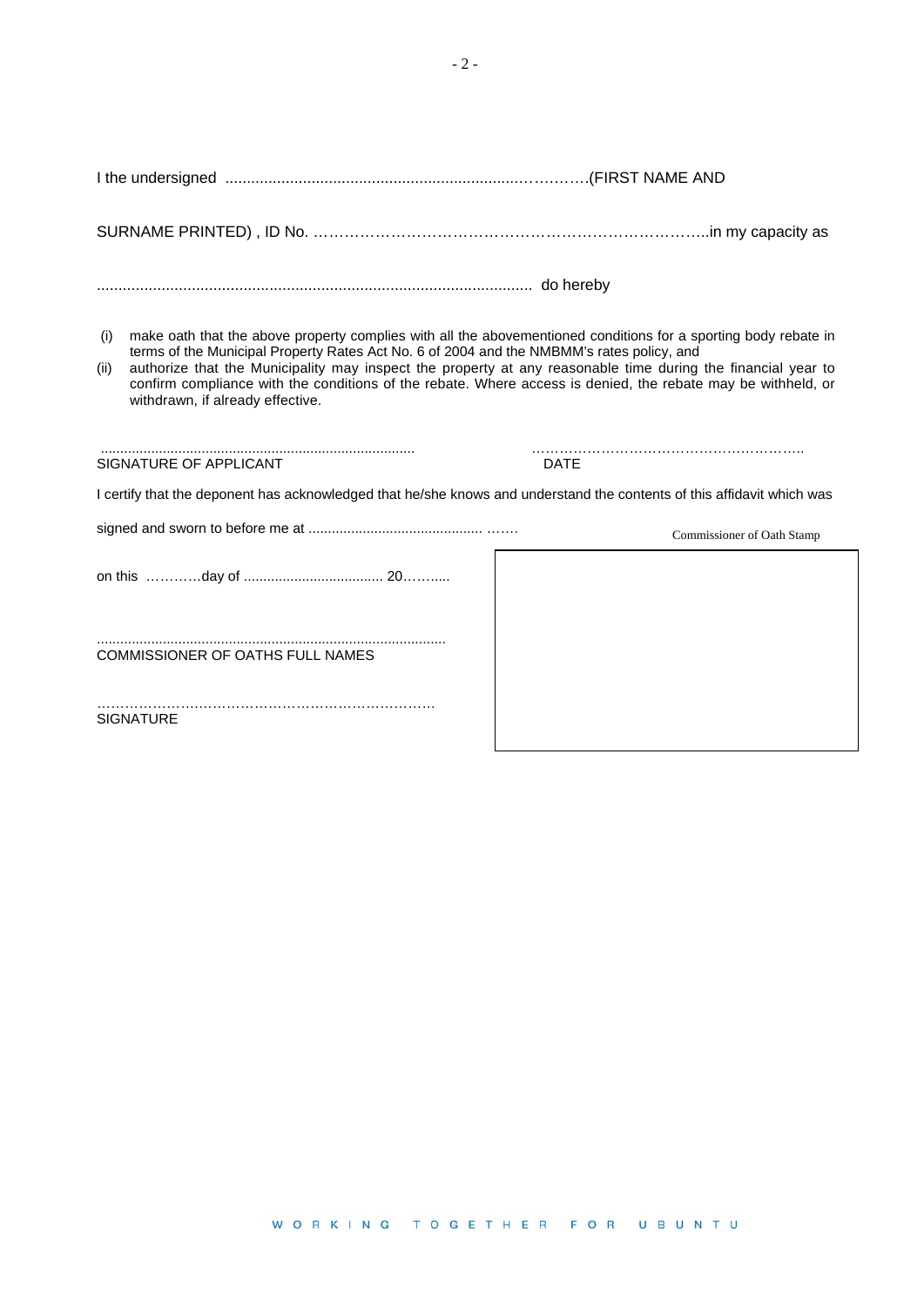I the undersigned ....................................................................…………(FIRST NAME AND

SURNAME PRINTED) , ID No. ……………………………………………………………………..in my capacity as

..................................................................................................... do hereby

(i) make oath that the above property complies with all the abovementioned conditions for a sporting body rebate in terms of the Municipal Property Rates Act No. 6 of 2004 and the NMBMM's rates policy, and

(ii) authorize that the Municipality may inspect the property at any reasonable time during the financial year to confirm compliance with the conditions of the rebate. Where access is denied, the rebate may be withheld, or withdrawn, if already effective.

.................................................................................. …………………………………………………..

SIGNATURE OF APPLICANT DATE

I certify that the deponent has acknowledged that he/she knows and understand the contents of this affidavit which was

signed and sworn to before me at ............................................ …….

Commissioner of Oath Stamp

on this …………day of .................................... 20……....

..........................................................................................

COMMISSIONER OF OATHS FULL NAMES

……………………………………………………………….

SIGNATURE

WORKING TOGETHER FOR UBUNTU